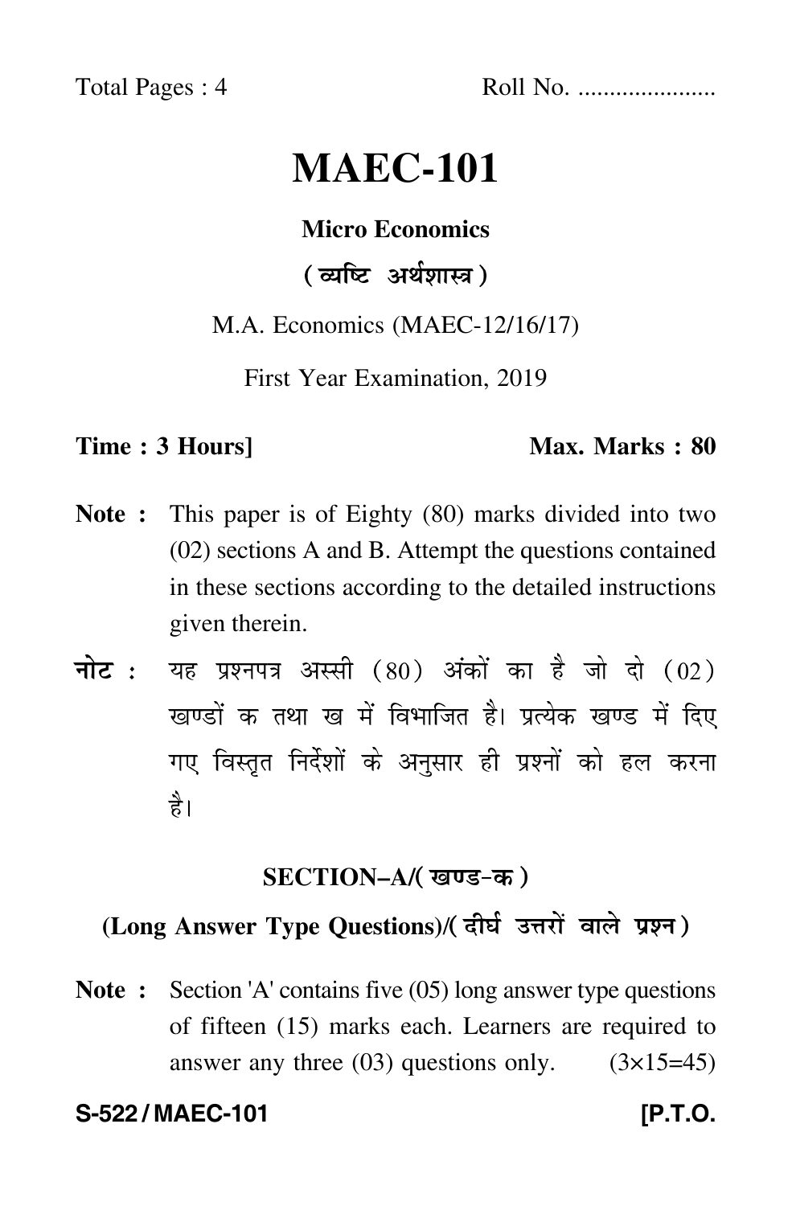Total Pages : 4 Roll No. ....................

# MAEC-101

**Micro Economics**

**( व्यष्टि अर्थशास्त्र )**

M.A. Economics (MAEC-12/16/17)

First Year Examination, 2019

**Time : 3 Hours]** **Max. Marks : 80**

**Note :** This paper is of Eighty (80) marks divided into two (02) sections A and B. Attempt the questions contained in these sections according to the detailed instructions given therein.

**नोट :** यह प्रश्नपत्र अस्सी (80) अंकों का है जो दो (02) खण्डों क तथा ख में विभाजित है। प्रत्येक खण्ड में दिए गए विस्तृत निर्देशों के अनुसार ही प्रश्नों को हल करना है।

## SECTION–A/( खण्ड-क )

### (Long Answer Type Questions)/( दीर्घ उत्तरों वाले प्रश्न )

**Note :** Section 'A' contains five (05) long answer type questions of fifteen (15) marks each. Learners are required to answer any three (03) questions only. (3×15=45)

**S-522 / MAEC-101** **[P.T.O.**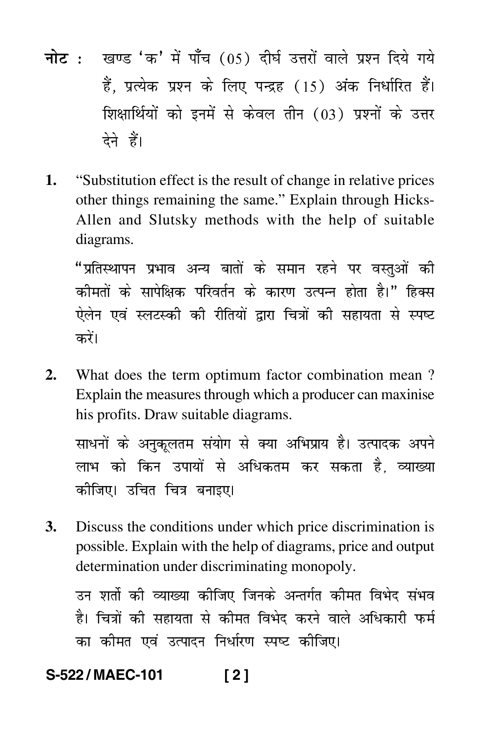**नोट :** खण्ड 'क' में पाँच (05) दीर्घ उत्तरों वाले प्रश्न दिये गये हैं, प्रत्येक प्रश्न के लिए पन्द्रह (15) अंक निर्धारित हैं। शिक्षार्थियों को इनमें से केवल तीन (03) प्रश्नों के उत्तर देने हैं।

**1.** "Substitution effect is the result of change in relative prices other things remaining the same." Explain through Hicks-Allen and Slutsky methods with the help of suitable diagrams.

"प्रतिस्थापन प्रभाव अन्य बातों के समान रहने पर वस्तुओं की कीमतों के सापेक्षिक परिवर्तन के कारण उत्पन्न होता है।" हिक्स ऐलेन एवं स्लटस्की की रीतियों द्वारा चित्रों की सहायता से स्पष्ट करें।

**2.** What does the term optimum factor combination mean ? Explain the measures through which a producer can maxinise his profits. Draw suitable diagrams.

साधनों के अनुकूलतम संयोग से क्या अभिप्राय है। उत्पादक अपने लाभ को किन उपायों से अधिकतम कर सकता है, व्याख्या कीजिए। उचित चित्र बनाइए।

**3.** Discuss the conditions under which price discrimination is possible. Explain with the help of diagrams, price and output determination under discriminating monopoly.

उन शर्तो की व्याख्या कीजिए जिनके अन्तर्गत कीमत विभेद संभव है। चित्रों की सहायता से कीमत विभेद करने वाले अधिकारी फर्म का कीमत एवं उत्पादन निर्धारण स्पष्ट कीजिए।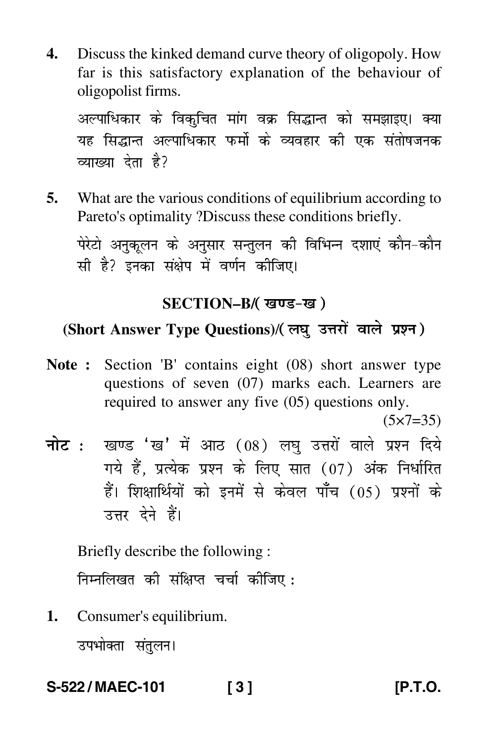**4.** Discuss the kinked demand curve theory of oligopoly. How far is this satisfactory explanation of the behaviour of oligopolist firms.

अल्पाधिकार के विकुचित मांग वक्र सिद्धान्त को समझाइए। क्या यह सिद्धान्त अल्पाधिकार फर्मो के व्यवहार की एक संतोषजनक व्याख्या देता है?

**5.** What are the various conditions of equilibrium according to Pareto's optimality ?Discuss these conditions briefly.

पेरेटो अनुकूलन के अनुसार सन्तुलन की विभिन्न दशाएं कौन–कौन सी है? इनका संक्षेप में वर्णन कीजिए।

## SECTION–B/( खण्ड–ख )

### (Short Answer Type Questions)/( लघु उत्तरों वाले प्रश्न )

**Note :** Section 'B' contains eight (08) short answer type questions of seven (07) marks each. Learners are required to answer any five (05) questions only.

(5×7=35)

**नोट :** खण्ड 'ख' में आठ (08) लघु उत्तरों वाले प्रश्न दिये गये हैं, प्रत्येक प्रश्न के लिए सात (07) अंक निर्धारित हैं। शिक्षार्थियों को इनमें से केवल पाँच (05) प्रश्नों के उत्तर देने हैं।

Briefly describe the following :

निम्नलिखत की संक्षिप्त चर्चा कीजिए :

**1.** Consumer's equilibrium.

उपभोक्ता संतुलन।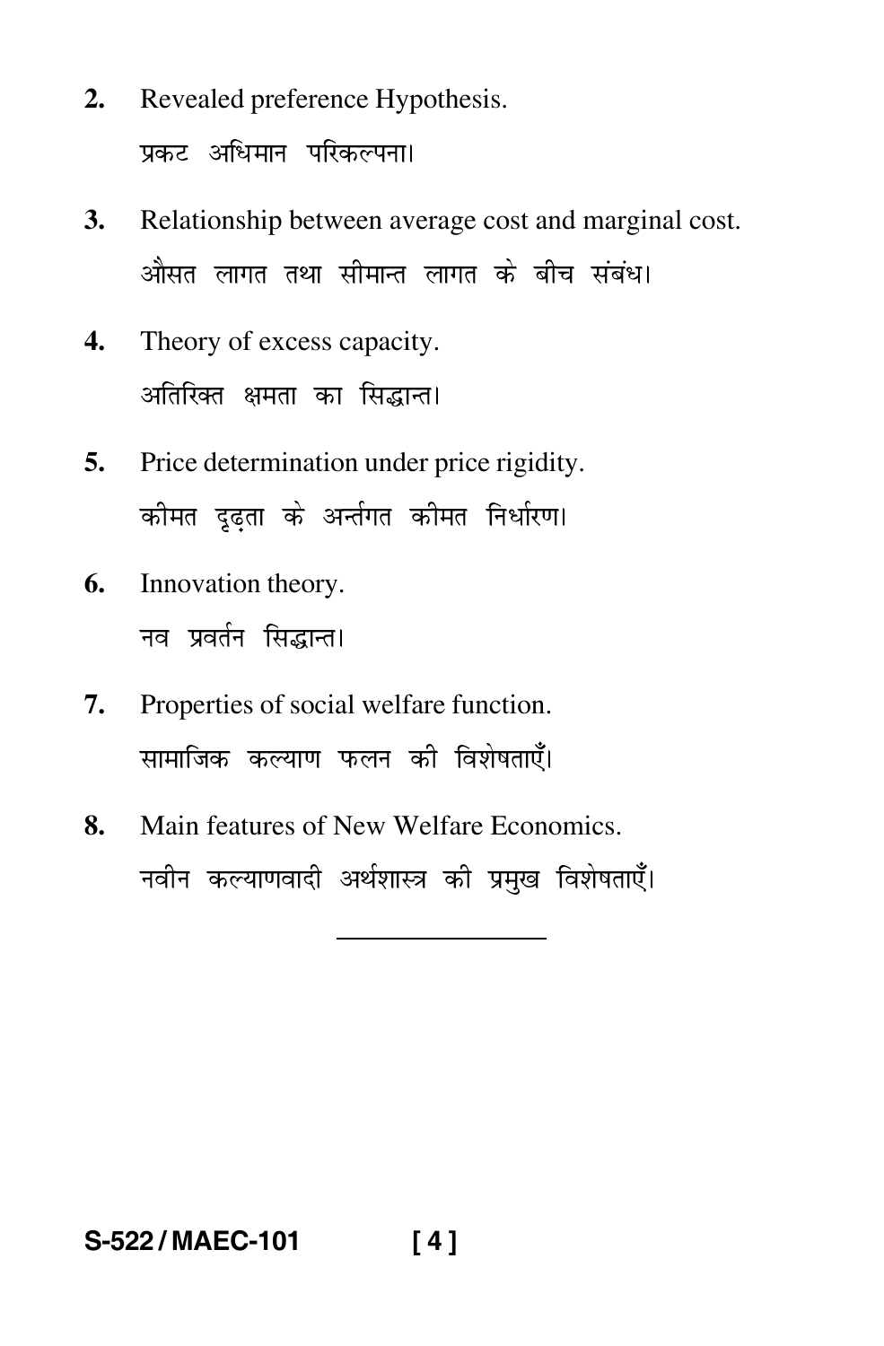2. Revealed preference Hypothesis.

   प्रकट अधिमान परिकल्पना।

3. Relationship between average cost and marginal cost.

   औसत लागत तथा सीमान्त लागत के बीच संबंध।

4. Theory of excess capacity.

   अतिरिक्त क्षमता का सिद्धान्त।

5. Price determination under price rigidity.

   कीमत दृढ़ता के अन्तर्गत कीमत निर्धारण।

6. Innovation theory.

   नव प्रवर्तन सिद्धान्त।

7. Properties of social welfare function.

   सामाजिक कल्याण फलन की विशेषताएँ।

8. Main features of New Welfare Economics.

   नवीन कल्याणवादी अर्थशास्त्र की प्रमुख विशेषताएँ।

---